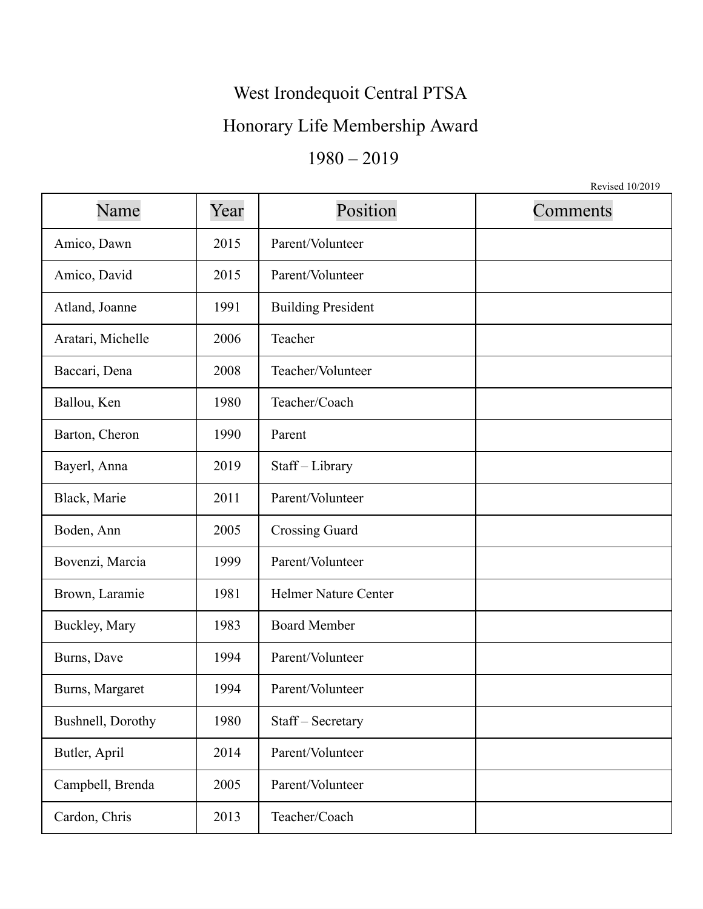# West Irondequoit Central PTSA

## Honorary Life Membership Award

## 1980 – 2019

Revised 10/2019

| Name | Year | Position | Comments |
|---|---|---|---|
| Amico, Dawn | 2015 | Parent/Volunteer | |
| Amico, David | 2015 | Parent/Volunteer | |
| Atland, Joanne | 1991 | Building President | |
| Aratari, Michelle | 2006 | Teacher | |
| Baccari, Dena | 2008 | Teacher/Volunteer | |
| Ballou, Ken | 1980 | Teacher/Coach | |
| Barton, Cheron | 1990 | Parent | |
| Bayerl, Anna | 2019 | Staff – Library | |
| Black, Marie | 2011 | Parent/Volunteer | |
| Boden, Ann | 2005 | Crossing Guard | |
| Bovenzi, Marcia | 1999 | Parent/Volunteer | |
| Brown, Laramie | 1981 | Helmer Nature Center | |
| Buckley, Mary | 1983 | Board Member | |
| Burns, Dave | 1994 | Parent/Volunteer | |
| Burns, Margaret | 1994 | Parent/Volunteer | |
| Bushnell, Dorothy | 1980 | Staff – Secretary | |
| Butler, April | 2014 | Parent/Volunteer | |
| Campbell, Brenda | 2005 | Parent/Volunteer | |
| Cardon, Chris | 2013 | Teacher/Coach | |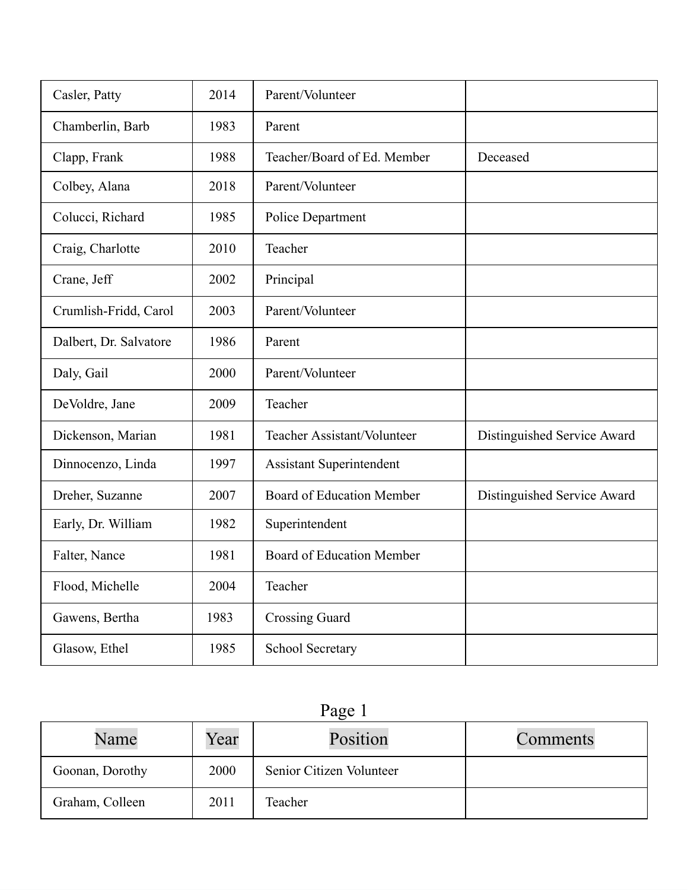| Name | Year | Position | Comments |
| --- | --- | --- | --- |
| Casler, Patty | 2014 | Parent/Volunteer | |
| Chamberlin, Barb | 1983 | Parent | |
| Clapp, Frank | 1988 | Teacher/Board of Ed. Member | Deceased |
| Colbey, Alana | 2018 | Parent/Volunteer | |
| Colucci, Richard | 1985 | Police Department | |
| Craig, Charlotte | 2010 | Teacher | |
| Crane, Jeff | 2002 | Principal | |
| Crumlish-Fridd, Carol | 2003 | Parent/Volunteer | |
| Dalbert, Dr. Salvatore | 1986 | Parent | |
| Daly, Gail | 2000 | Parent/Volunteer | |
| DeVoldre, Jane | 2009 | Teacher | |
| Dickenson, Marian | 1981 | Teacher Assistant/Volunteer | Distinguished Service Award |
| Dinnocenzo, Linda | 1997 | Assistant Superintendent | |
| Dreher, Suzanne | 2007 | Board of Education Member | Distinguished Service Award |
| Early, Dr. William | 1982 | Superintendent | |
| Falter, Nance | 1981 | Board of Education Member | |
| Flood, Michelle | 2004 | Teacher | |
| Gawens, Bertha | 1983 | Crossing Guard | |
| Glasow, Ethel | 1985 | School Secretary | |
| Goonan, Dorothy | 2000 | Senior Citizen Volunteer | |
| Graham, Colleen | 2011 | Teacher | |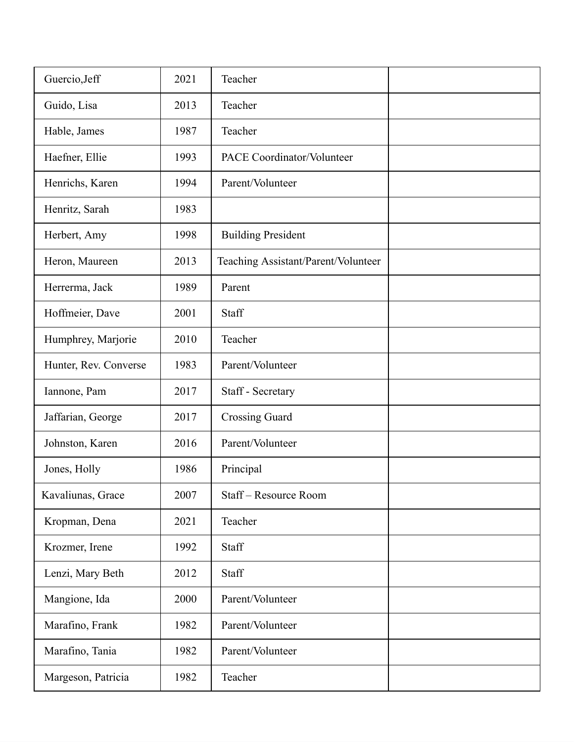| | | | |
|---|---|---|---|
| Guercio,Jeff | 2021 | Teacher | |
| Guido, Lisa | 2013 | Teacher | |
| Hable, James | 1987 | Teacher | |
| Haefner, Ellie | 1993 | PACE Coordinator/Volunteer | |
| Henrichs, Karen | 1994 | Parent/Volunteer | |
| Henritz, Sarah | 1983 | | |
| Herbert, Amy | 1998 | Building President | |
| Heron, Maureen | 2013 | Teaching Assistant/Parent/Volunteer | |
| Herrerma, Jack | 1989 | Parent | |
| Hoffmeier, Dave | 2001 | Staff | |
| Humphrey, Marjorie | 2010 | Teacher | |
| Hunter, Rev. Converse | 1983 | Parent/Volunteer | |
| Iannone, Pam | 2017 | Staff - Secretary | |
| Jaffarian, George | 2017 | Crossing Guard | |
| Johnston, Karen | 2016 | Parent/Volunteer | |
| Jones, Holly | 1986 | Principal | |
| Kavaliunas, Grace | 2007 | Staff – Resource Room | |
| Kropman, Dena | 2021 | Teacher | |
| Krozmer, Irene | 1992 | Staff | |
| Lenzi, Mary Beth | 2012 | Staff | |
| Mangione, Ida | 2000 | Parent/Volunteer | |
| Marafino, Frank | 1982 | Parent/Volunteer | |
| Marafino, Tania | 1982 | Parent/Volunteer | |
| Margeson, Patricia | 1982 | Teacher | |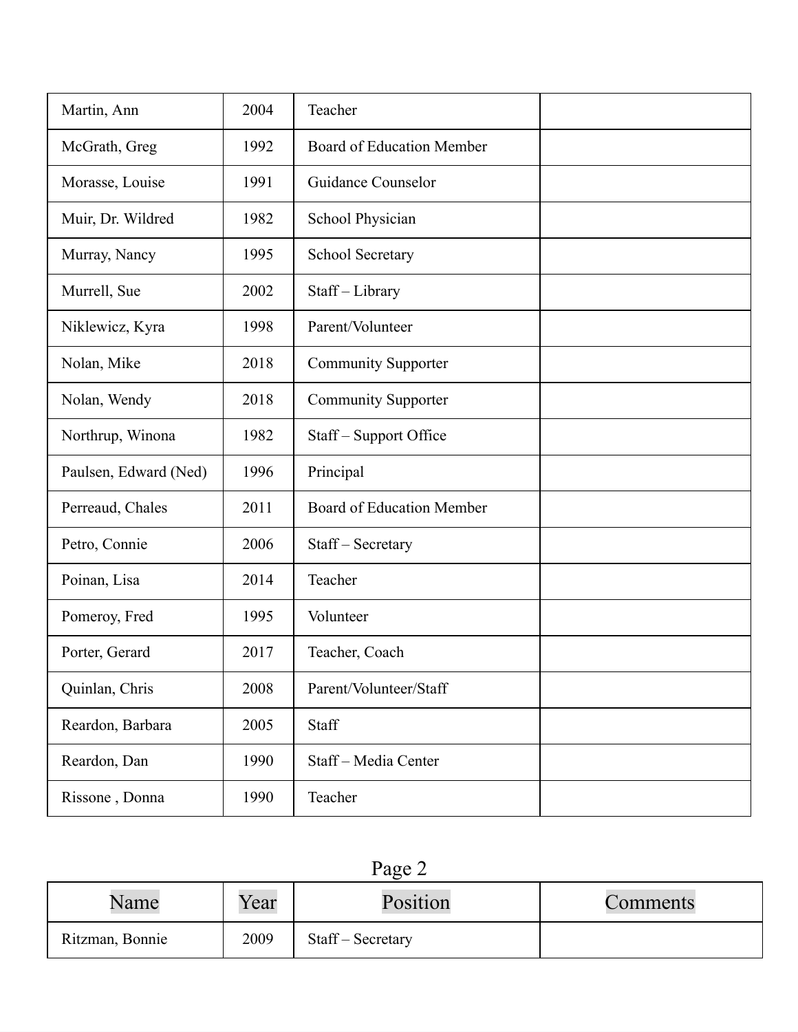| Name | Year | Position | Comments |
|---|---|---|---|
| Martin, Ann | 2004 | Teacher | |
| McGrath, Greg | 1992 | Board of Education Member | |
| Morasse, Louise | 1991 | Guidance Counselor | |
| Muir, Dr. Wildred | 1982 | School Physician | |
| Murray, Nancy | 1995 | School Secretary | |
| Murrell, Sue | 2002 | Staff – Library | |
| Niklewicz, Kyra | 1998 | Parent/Volunteer | |
| Nolan, Mike | 2018 | Community Supporter | |
| Nolan, Wendy | 2018 | Community Supporter | |
| Northrup, Winona | 1982 | Staff – Support Office | |
| Paulsen, Edward (Ned) | 1996 | Principal | |
| Perreaud, Chales | 2011 | Board of Education Member | |
| Petro, Connie | 2006 | Staff – Secretary | |
| Poinan, Lisa | 2014 | Teacher | |
| Pomeroy, Fred | 1995 | Volunteer | |
| Porter, Gerard | 2017 | Teacher, Coach | |
| Quinlan, Chris | 2008 | Parent/Volunteer/Staff | |
| Reardon, Barbara | 2005 | Staff | |
| Reardon, Dan | 1990 | Staff – Media Center | |
| Rissone , Donna | 1990 | Teacher | |
| Ritzman, Bonnie | 2009 | Staff – Secretary | |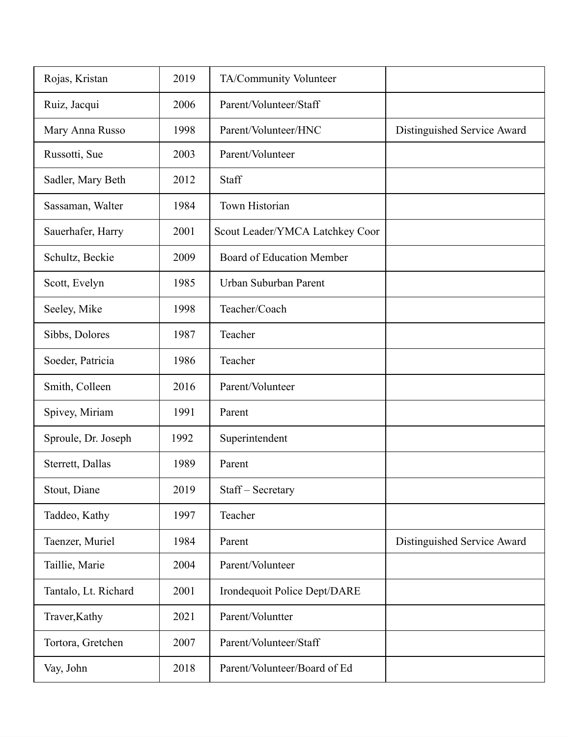| | | | |
|---|---|---|---|
| Rojas, Kristan | 2019 | TA/Community Volunteer | |
| Ruiz, Jacqui | 2006 | Parent/Volunteer/Staff | |
| Mary Anna Russo | 1998 | Parent/Volunteer/HNC | Distinguished Service Award |
| Russotti, Sue | 2003 | Parent/Volunteer | |
| Sadler, Mary Beth | 2012 | Staff | |
| Sassaman, Walter | 1984 | Town Historian | |
| Sauerhafer, Harry | 2001 | Scout Leader/YMCA Latchkey Coor | |
| Schultz, Beckie | 2009 | Board of Education Member | |
| Scott, Evelyn | 1985 | Urban Suburban Parent | |
| Seeley, Mike | 1998 | Teacher/Coach | |
| Sibbs, Dolores | 1987 | Teacher | |
| Soeder, Patricia | 1986 | Teacher | |
| Smith, Colleen | 2016 | Parent/Volunteer | |
| Spivey, Miriam | 1991 | Parent | |
| Sproule, Dr. Joseph | 1992 | Superintendent | |
| Sterrett, Dallas | 1989 | Parent | |
| Stout, Diane | 2019 | Staff – Secretary | |
| Taddeo, Kathy | 1997 | Teacher | |
| Taenzer, Muriel | 1984 | Parent | Distinguished Service Award |
| Taillie, Marie | 2004 | Parent/Volunteer | |
| Tantalo, Lt. Richard | 2001 | Irondequoit Police Dept/DARE | |
| Traver,Kathy | 2021 | Parent/Voluntter | |
| Tortora, Gretchen | 2007 | Parent/Volunteer/Staff | |
| Vay, John | 2018 | Parent/Volunteer/Board of Ed | |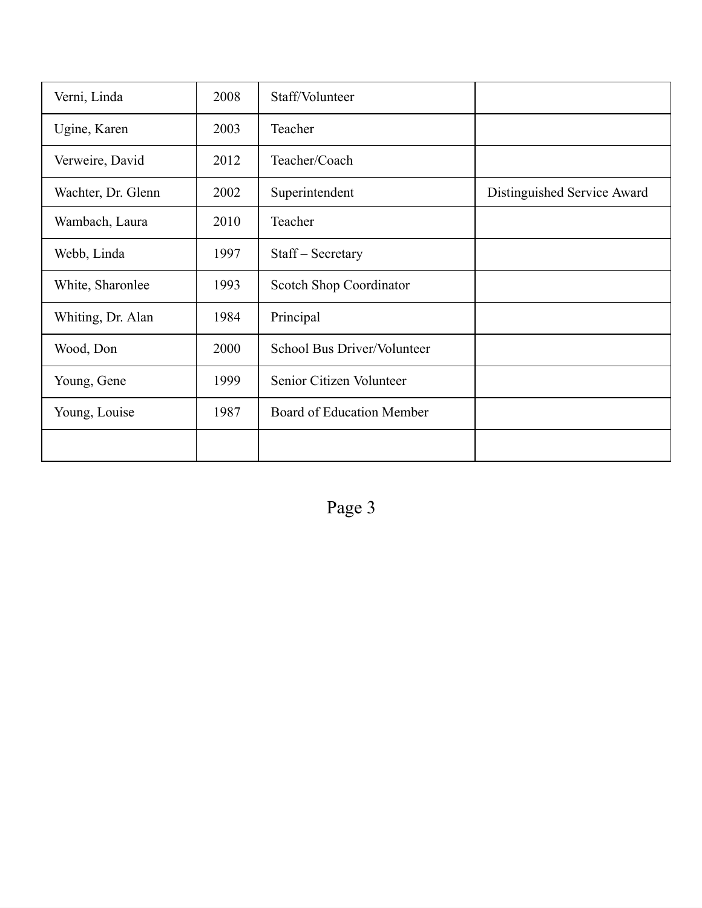| | | | |
|---|---|---|---|
| Verni, Linda | 2008 | Staff/Volunteer | |
| Ugine, Karen | 2003 | Teacher | |
| Verweire, David | 2012 | Teacher/Coach | |
| Wachter, Dr. Glenn | 2002 | Superintendent | Distinguished Service Award |
| Wambach, Laura | 2010 | Teacher | |
| Webb, Linda | 1997 | Staff – Secretary | |
| White, Sharonlee | 1993 | Scotch Shop Coordinator | |
| Whiting, Dr. Alan | 1984 | Principal | |
| Wood, Don | 2000 | School Bus Driver/Volunteer | |
| Young, Gene | 1999 | Senior Citizen Volunteer | |
| Young, Louise | 1987 | Board of Education Member | |
| | | | |